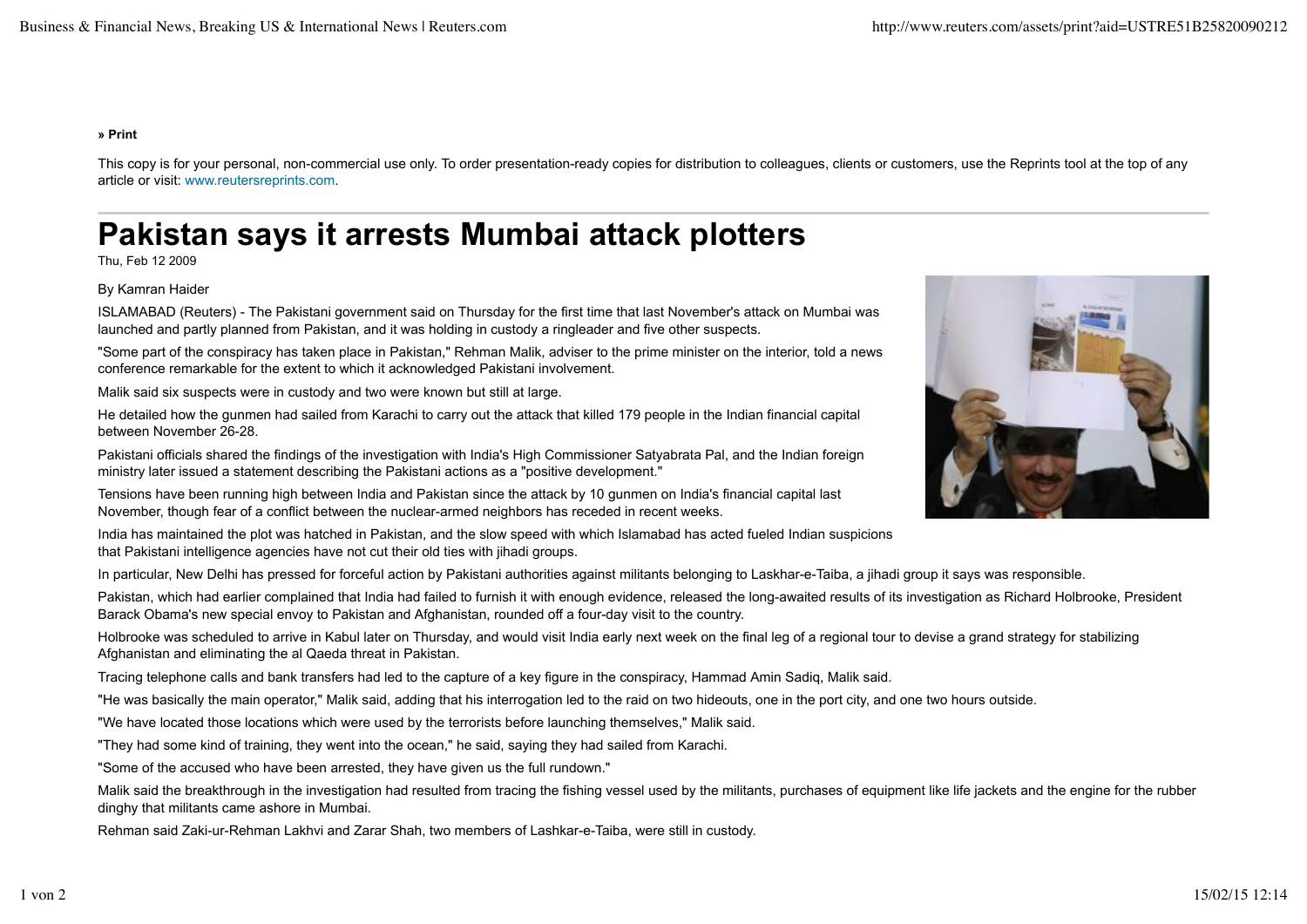**» Print**

This copy is for your personal, non-commercial use only. To order presentation-ready copies for distribution to colleagues, clients or customers, use the Reprints tool at the top of any article or visit: www.reutersreprints.com.

# Pakistan says it arrests Mumbai attack plotters

Thu, Feb 12 2009

By Kamran Haider

ISLAMABAD (Reuters) - The Pakistani government said on Thursday for the first time that last November's attack on Mumbai was launched and partly planned from Pakistan, and it was holding in custody a ringleader and five other suspects.

"Some part of the conspiracy has taken place in Pakistan," Rehman Malik, adviser to the prime minister on the interior, told a news conference remarkable for the extent to which it acknowledged Pakistani involvement.

Malik said six suspects were in custody and two were known but still at large.

He detailed how the gunmen had sailed from Karachi to carry out the attack that killed 179 people in the Indian financial capital between November 26-28.

Pakistani officials shared the findings of the investigation with India's High Commissioner Satyabrata Pal, and the Indian foreign ministry later issued a statement describing the Pakistani actions as a "positive development."

Tensions have been running high between India and Pakistan since the attack by 10 gunmen on India's financial capital last November, though fear of a conflict between the nuclear-armed neighbors has receded in recent weeks.

India has maintained the plot was hatched in Pakistan, and the slow speed with which Islamabad has acted fueled Indian suspicions that Pakistani intelligence agencies have not cut their old ties with jihadi groups.

In particular, New Delhi has pressed for forceful action by Pakistani authorities against militants belonging to Laskhar-e-Taiba, a jihadi group it says was responsible.

Pakistan, which had earlier complained that India had failed to furnish it with enough evidence, released the long-awaited results of its investigation as Richard Holbrooke, President Barack Obama's new special envoy to Pakistan and Afghanistan, rounded off a four-day visit to the country.

Holbrooke was scheduled to arrive in Kabul later on Thursday, and would visit India early next week on the final leg of a regional tour to devise a grand strategy for stabilizing Afghanistan and eliminating the al Qaeda threat in Pakistan.

Tracing telephone calls and bank transfers had led to the capture of a key figure in the conspiracy, Hammad Amin Sadiq, Malik said.

"He was basically the main operator," Malik said, adding that his interrogation led to the raid on two hideouts, one in the port city, and one two hours outside.

"We have located those locations which were used by the terrorists before launching themselves," Malik said.

"They had some kind of training, they went into the ocean," he said, saying they had sailed from Karachi.

"Some of the accused who have been arrested, they have given us the full rundown."

Malik said the breakthrough in the investigation had resulted from tracing the fishing vessel used by the militants, purchases of equipment like life jackets and the engine for the rubber dinghy that militants came ashore in Mumbai.

Rehman said Zaki-ur-Rehman Lakhvi and Zarar Shah, two members of Lashkar-e-Taiba, were still in custody.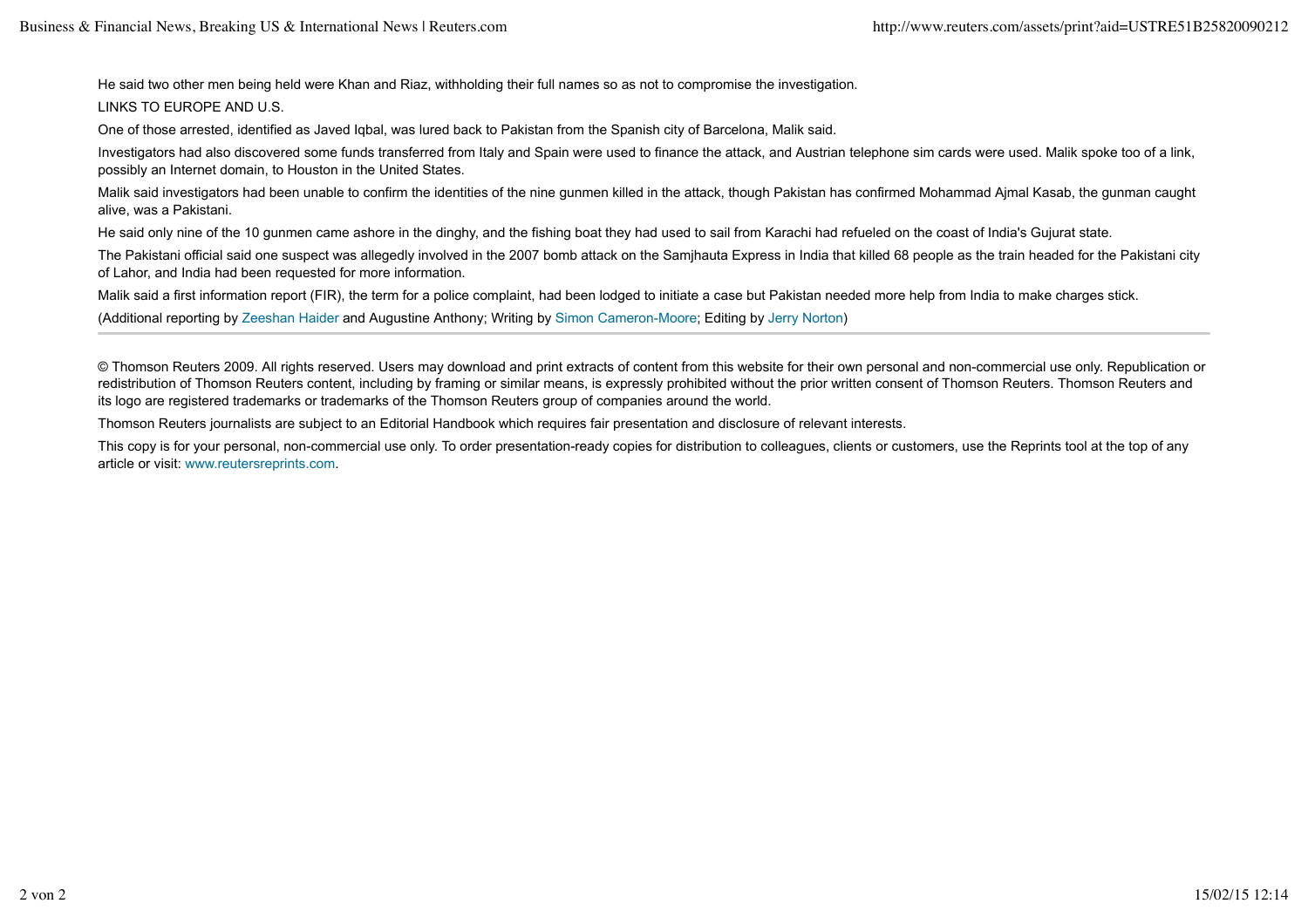He said two other men being held were Khan and Riaz, withholding their full names so as not to compromise the investigation.

LINKS TO EUROPE AND U.S.

One of those arrested, identified as Javed Iqbal, was lured back to Pakistan from the Spanish city of Barcelona, Malik said.

Investigators had also discovered some funds transferred from Italy and Spain were used to finance the attack, and Austrian telephone sim cards were used. Malik spoke too of a link, possibly an Internet domain, to Houston in the United States.

Malik said investigators had been unable to confirm the identities of the nine gunmen killed in the attack, though Pakistan has confirmed Mohammad Ajmal Kasab, the gunman caught alive, was a Pakistani.

He said only nine of the 10 gunmen came ashore in the dinghy, and the fishing boat they had used to sail from Karachi had refueled on the coast of India's Gujurat state.

The Pakistani official said one suspect was allegedly involved in the 2007 bomb attack on the Samjhauta Express in India that killed 68 people as the train headed for the Pakistani city of Lahor, and India had been requested for more information.

Malik said a first information report (FIR), the term for a police complaint, had been lodged to initiate a case but Pakistan needed more help from India to make charges stick.

(Additional reporting by Zeeshan Haider and Augustine Anthony; Writing by Simon Cameron-Moore; Editing by Jerry Norton)

---

© Thomson Reuters 2009. All rights reserved. Users may download and print extracts of content from this website for their own personal and non-commercial use only. Republication or redistribution of Thomson Reuters content, including by framing or similar means, is expressly prohibited without the prior written consent of Thomson Reuters. Thomson Reuters and its logo are registered trademarks or trademarks of the Thomson Reuters group of companies around the world.

Thomson Reuters journalists are subject to an Editorial Handbook which requires fair presentation and disclosure of relevant interests.

This copy is for your personal, non-commercial use only. To order presentation-ready copies for distribution to colleagues, clients or customers, use the Reprints tool at the top of any article or visit: www.reutersreprints.com.